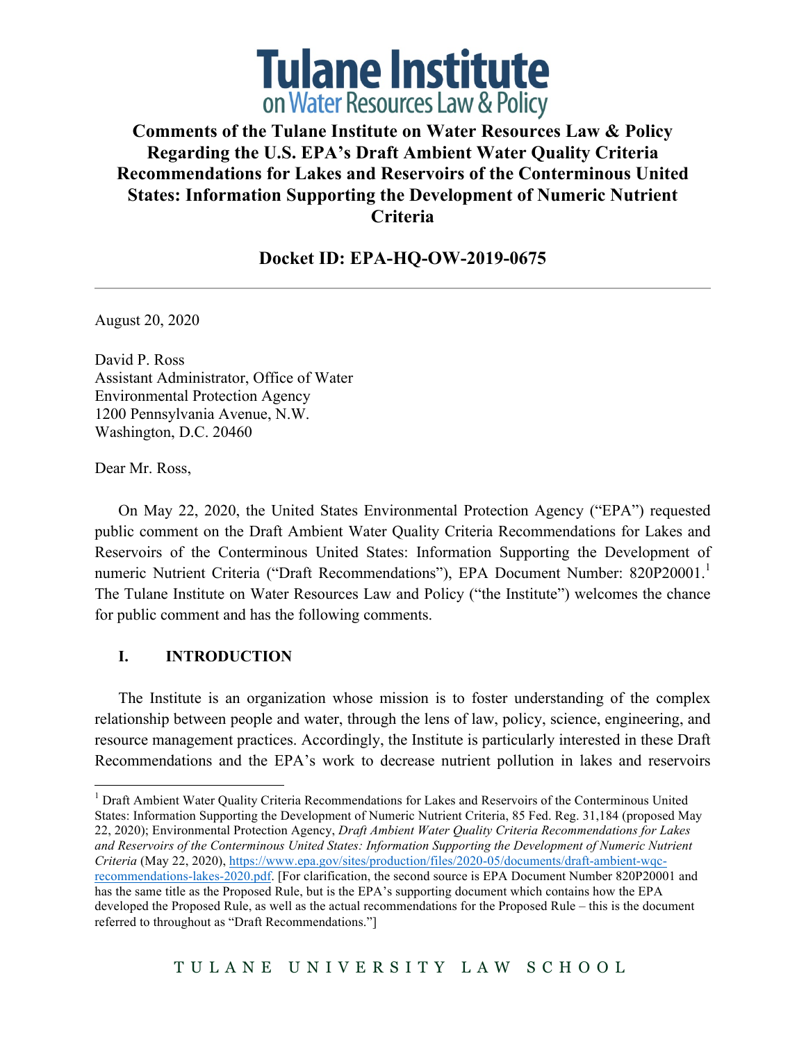# Tulane Institute on Water Resources Law & Policy

## Comments of the Tulane Institute on Water Resources Law & Policy Regarding the U.S. EPA's Draft Ambient Water Quality Criteria Recommendations for Lakes and Reservoirs of the Conterminous United States: Information Supporting the Development of Numeric Nutrient Criteria

### Docket ID: EPA-HQ-OW-2019-0675

---

August 20, 2020

David P. Ross
Assistant Administrator, Office of Water
Environmental Protection Agency
1200 Pennsylvania Avenue, N.W.
Washington, D.C. 20460

Dear Mr. Ross,

On May 22, 2020, the United States Environmental Protection Agency ("EPA") requested public comment on the Draft Ambient Water Quality Criteria Recommendations for Lakes and Reservoirs of the Conterminous United States: Information Supporting the Development of numeric Nutrient Criteria ("Draft Recommendations"), EPA Document Number: 820P20001.[1] The Tulane Institute on Water Resources Law and Policy ("the Institute") welcomes the chance for public comment and has the following comments.

## I. INTRODUCTION

The Institute is an organization whose mission is to foster understanding of the complex relationship between people and water, through the lens of law, policy, science, engineering, and resource management practices. Accordingly, the Institute is particularly interested in these Draft Recommendations and the EPA's work to decrease nutrient pollution in lakes and reservoirs

---

[1] Draft Ambient Water Quality Criteria Recommendations for Lakes and Reservoirs of the Conterminous United States: Information Supporting the Development of Numeric Nutrient Criteria, 85 Fed. Reg. 31,184 (proposed May 22, 2020); Environmental Protection Agency, *Draft Ambient Water Quality Criteria Recommendations for Lakes and Reservoirs of the Conterminous United States: Information Supporting the Development of Numeric Nutrient Criteria* (May 22, 2020), https://www.epa.gov/sites/production/files/2020-05/documents/draft-ambient-wqc-recommendations-lakes-2020.pdf. [For clarification, the second source is EPA Document Number 820P20001 and has the same title as the Proposed Rule, but is the EPA's supporting document which contains how the EPA developed the Proposed Rule, as well as the actual recommendations for the Proposed Rule – this is the document referred to throughout as "Draft Recommendations."]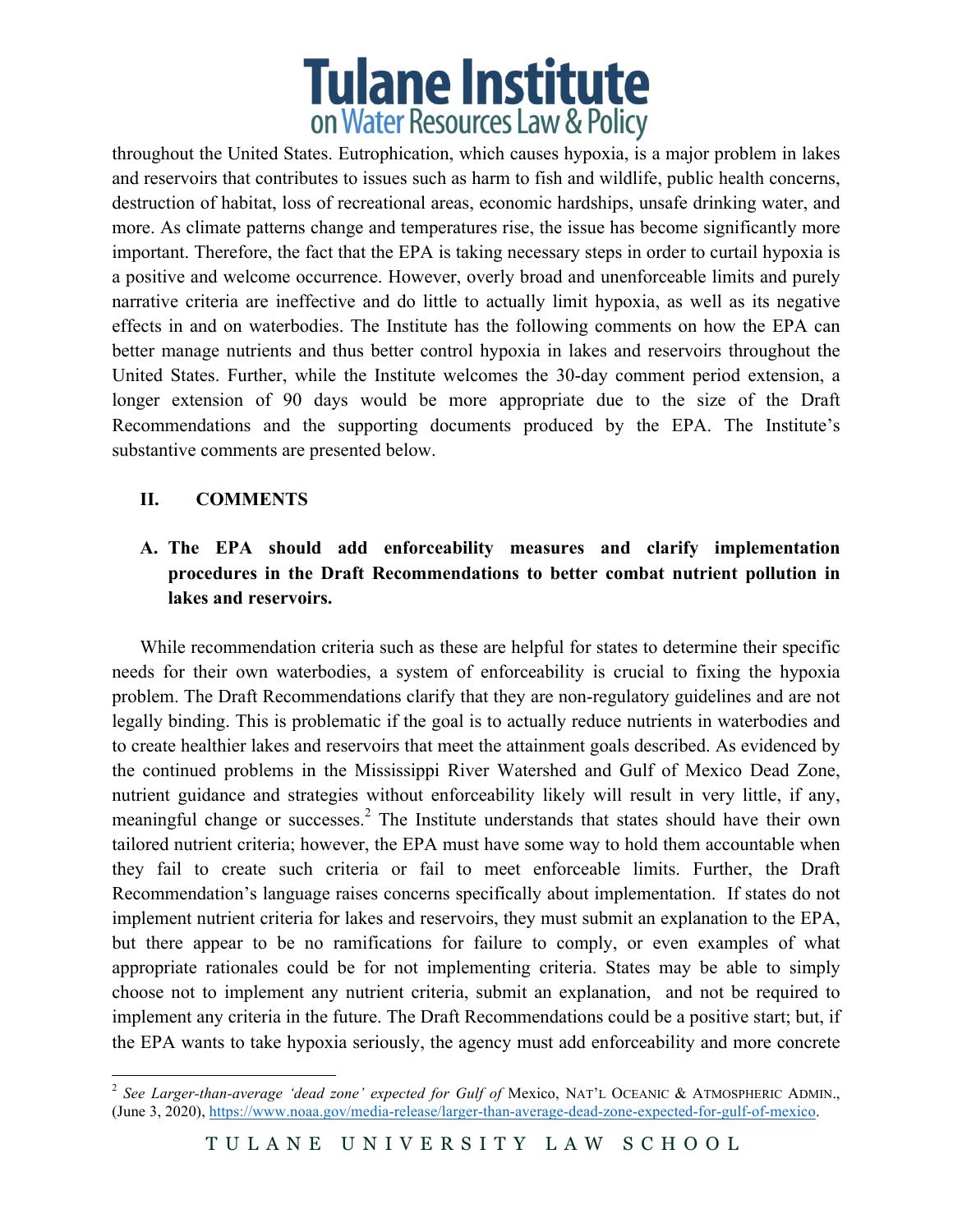throughout the United States. Eutrophication, which causes hypoxia, is a major problem in lakes and reservoirs that contributes to issues such as harm to fish and wildlife, public health concerns, destruction of habitat, loss of recreational areas, economic hardships, unsafe drinking water, and more. As climate patterns change and temperatures rise, the issue has become significantly more important. Therefore, the fact that the EPA is taking necessary steps in order to curtail hypoxia is a positive and welcome occurrence. However, overly broad and unenforceable limits and purely narrative criteria are ineffective and do little to actually limit hypoxia, as well as its negative effects in and on waterbodies. The Institute has the following comments on how the EPA can better manage nutrients and thus better control hypoxia in lakes and reservoirs throughout the United States. Further, while the Institute welcomes the 30-day comment period extension, a longer extension of 90 days would be more appropriate due to the size of the Draft Recommendations and the supporting documents produced by the EPA. The Institute's substantive comments are presented below.

## II. COMMENTS

### A. The EPA should add enforceability measures and clarify implementation procedures in the Draft Recommendations to better combat nutrient pollution in lakes and reservoirs.

While recommendation criteria such as these are helpful for states to determine their specific needs for their own waterbodies, a system of enforceability is crucial to fixing the hypoxia problem. The Draft Recommendations clarify that they are non-regulatory guidelines and are not legally binding. This is problematic if the goal is to actually reduce nutrients in waterbodies and to create healthier lakes and reservoirs that meet the attainment goals described. As evidenced by the continued problems in the Mississippi River Watershed and Gulf of Mexico Dead Zone, nutrient guidance and strategies without enforceability likely will result in very little, if any, meaningful change or successes.[2] The Institute understands that states should have their own tailored nutrient criteria; however, the EPA must have some way to hold them accountable when they fail to create such criteria or fail to meet enforceable limits. Further, the Draft Recommendation's language raises concerns specifically about implementation. If states do not implement nutrient criteria for lakes and reservoirs, they must submit an explanation to the EPA, but there appear to be no ramifications for failure to comply, or even examples of what appropriate rationales could be for not implementing criteria. States may be able to simply choose not to implement any nutrient criteria, submit an explanation, and not be required to implement any criteria in the future. The Draft Recommendations could be a positive start; but, if the EPA wants to take hypoxia seriously, the agency must add enforceability and more concrete

---

[2] *See Larger-than-average 'dead zone' expected for Gulf of* Mexico, NAT'L OCEANIC & ATMOSPHERIC ADMIN., (June 3, 2020), https://www.noaa.gov/media-release/larger-than-average-dead-zone-expected-for-gulf-of-mexico.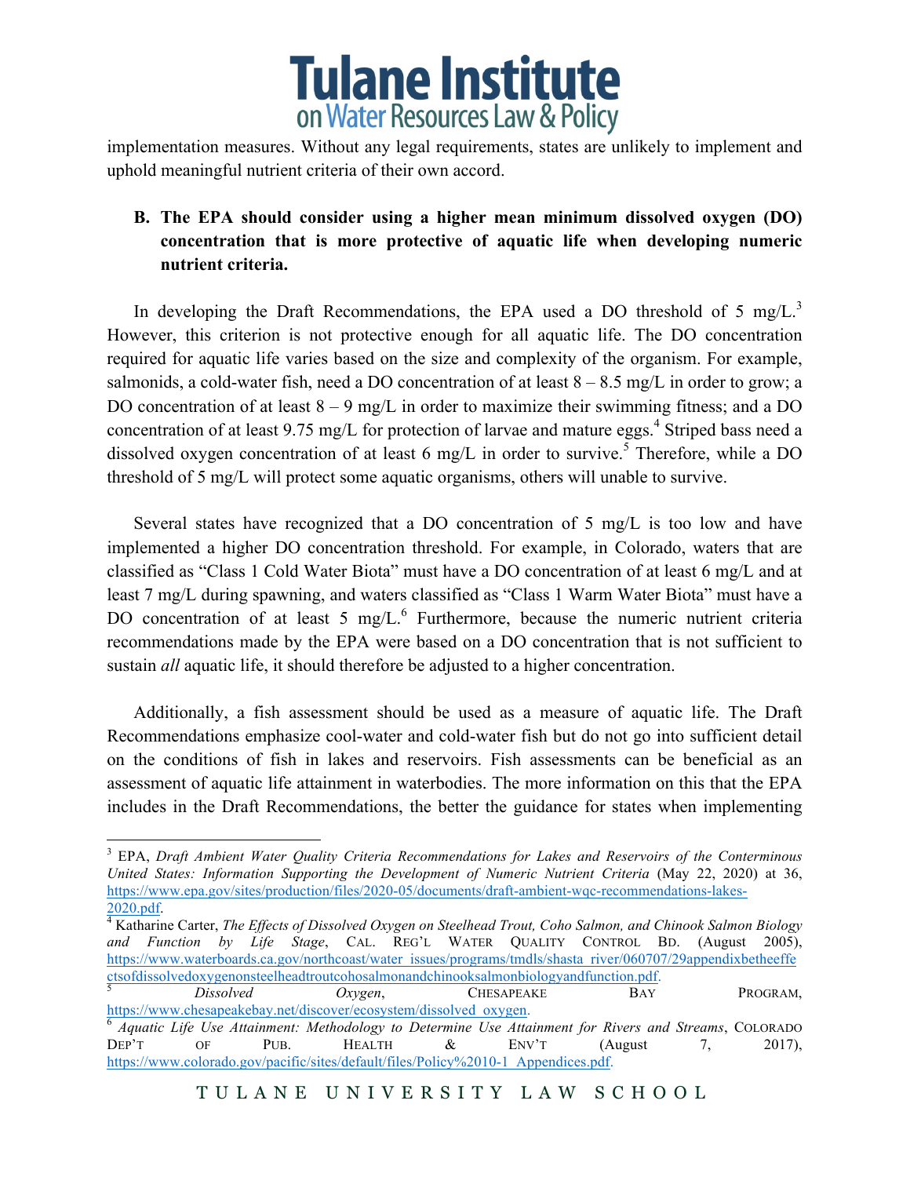implementation measures. Without any legal requirements, states are unlikely to implement and uphold meaningful nutrient criteria of their own accord.

**B. The EPA should consider using a higher mean minimum dissolved oxygen (DO) concentration that is more protective of aquatic life when developing numeric nutrient criteria.**

In developing the Draft Recommendations, the EPA used a DO threshold of 5 mg/L.[3] However, this criterion is not protective enough for all aquatic life. The DO concentration required for aquatic life varies based on the size and complexity of the organism. For example, salmonids, a cold-water fish, need a DO concentration of at least 8 – 8.5 mg/L in order to grow; a DO concentration of at least 8 – 9 mg/L in order to maximize their swimming fitness; and a DO concentration of at least 9.75 mg/L for protection of larvae and mature eggs.[4] Striped bass need a dissolved oxygen concentration of at least 6 mg/L in order to survive.[5] Therefore, while a DO threshold of 5 mg/L will protect some aquatic organisms, others will unable to survive.

Several states have recognized that a DO concentration of 5 mg/L is too low and have implemented a higher DO concentration threshold. For example, in Colorado, waters that are classified as "Class 1 Cold Water Biota" must have a DO concentration of at least 6 mg/L and at least 7 mg/L during spawning, and waters classified as "Class 1 Warm Water Biota" must have a DO concentration of at least 5 mg/L.[6] Furthermore, because the numeric nutrient criteria recommendations made by the EPA were based on a DO concentration that is not sufficient to sustain *all* aquatic life, it should therefore be adjusted to a higher concentration.

Additionally, a fish assessment should be used as a measure of aquatic life. The Draft Recommendations emphasize cool-water and cold-water fish but do not go into sufficient detail on the conditions of fish in lakes and reservoirs. Fish assessments can be beneficial as an assessment of aquatic life attainment in waterbodies. The more information on this that the EPA includes in the Draft Recommendations, the better the guidance for states when implementing

---

[3] EPA, *Draft Ambient Water Quality Criteria Recommendations for Lakes and Reservoirs of the Conterminous United States: Information Supporting the Development of Numeric Nutrient Criteria* (May 22, 2020) at 36, https://www.epa.gov/sites/production/files/2020-05/documents/draft-ambient-wqc-recommendations-lakes-2020.pdf.

[4] Katharine Carter, *The Effects of Dissolved Oxygen on Steelhead Trout, Coho Salmon, and Chinook Salmon Biology and Function by Life Stage*, CAL. REG'L WATER QUALITY CONTROL BD. (August 2005), https://www.waterboards.ca.gov/northcoast/water_issues/programs/tmdls/shasta_river/060707/29appendixbetheeffectsofdissolvedoxygenonsteelheadtroutcohosalmonandchinooksalmonbiologyandfunction.pdf.

[5] *Dissolved Oxygen*, CHESAPEAKE BAY PROGRAM, https://www.chesapeakebay.net/discover/ecosystem/dissolved_oxygen.

[6] *Aquatic Life Use Attainment: Methodology to Determine Use Attainment for Rivers and Streams*, COLORADO DEP'T OF PUB. HEALTH & ENV'T (August 7, 2017), https://www.colorado.gov/pacific/sites/default/files/Policy%2010-1_Appendices.pdf.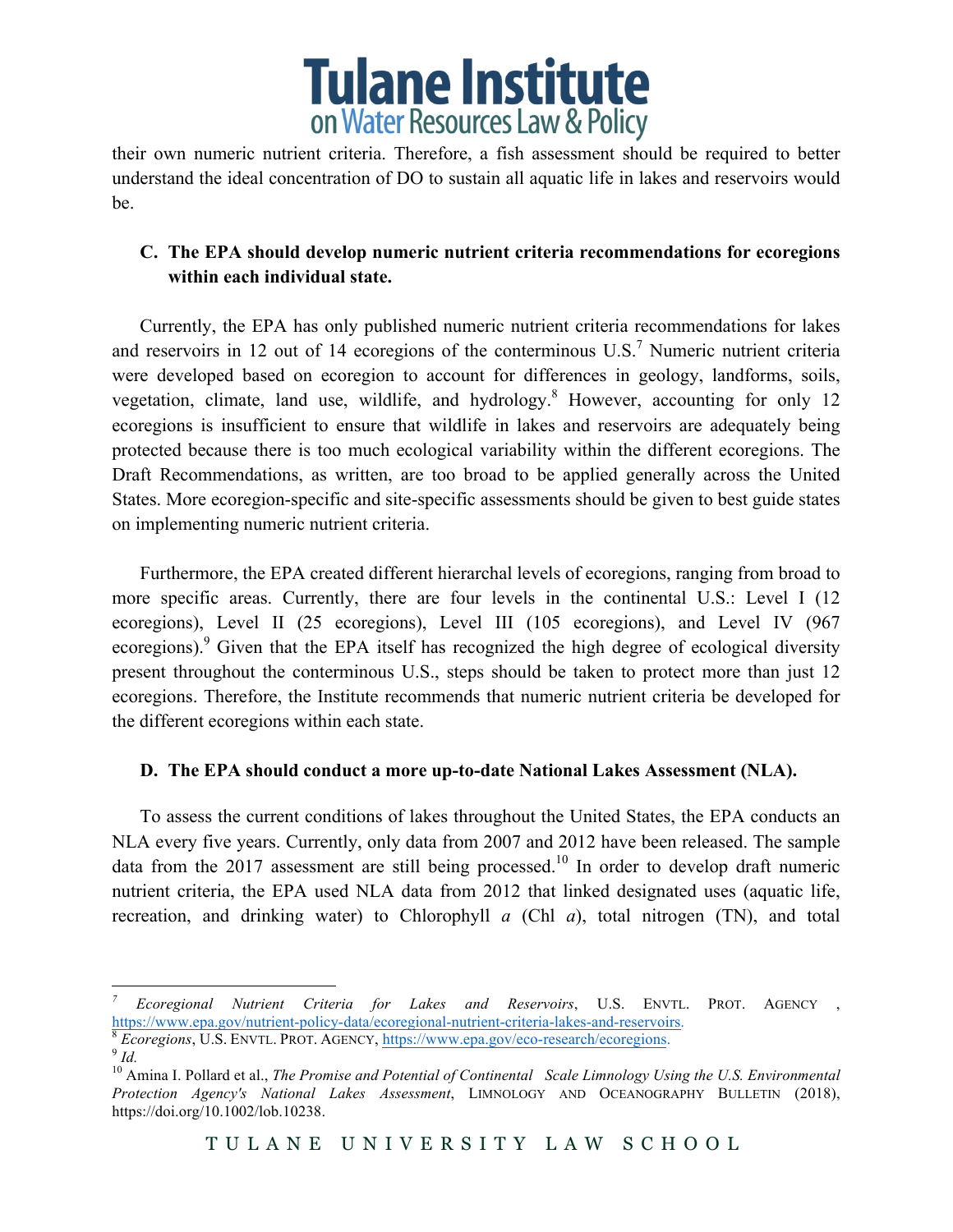their own numeric nutrient criteria. Therefore, a fish assessment should be required to better understand the ideal concentration of DO to sustain all aquatic life in lakes and reservoirs would be.

**C. The EPA should develop numeric nutrient criteria recommendations for ecoregions within each individual state.**

Currently, the EPA has only published numeric nutrient criteria recommendations for lakes and reservoirs in 12 out of 14 ecoregions of the conterminous U.S.[7] Numeric nutrient criteria were developed based on ecoregion to account for differences in geology, landforms, soils, vegetation, climate, land use, wildlife, and hydrology.[8] However, accounting for only 12 ecoregions is insufficient to ensure that wildlife in lakes and reservoirs are adequately being protected because there is too much ecological variability within the different ecoregions. The Draft Recommendations, as written, are too broad to be applied generally across the United States. More ecoregion-specific and site-specific assessments should be given to best guide states on implementing numeric nutrient criteria.

Furthermore, the EPA created different hierarchal levels of ecoregions, ranging from broad to more specific areas. Currently, there are four levels in the continental U.S.: Level I (12 ecoregions), Level II (25 ecoregions), Level III (105 ecoregions), and Level IV (967 ecoregions).[9] Given that the EPA itself has recognized the high degree of ecological diversity present throughout the conterminous U.S., steps should be taken to protect more than just 12 ecoregions. Therefore, the Institute recommends that numeric nutrient criteria be developed for the different ecoregions within each state.

**D. The EPA should conduct a more up-to-date National Lakes Assessment (NLA).**

To assess the current conditions of lakes throughout the United States, the EPA conducts an NLA every five years. Currently, only data from 2007 and 2012 have been released. The sample data from the 2017 assessment are still being processed.[10] In order to develop draft numeric nutrient criteria, the EPA used NLA data from 2012 that linked designated uses (aquatic life, recreation, and drinking water) to Chlorophyll *a* (Chl *a*), total nitrogen (TN), and total

---

[7] *Ecoregional Nutrient Criteria for Lakes and Reservoirs*, U.S. ENVTL. PROT. AGENCY , https://www.epa.gov/nutrient-policy-data/ecoregional-nutrient-criteria-lakes-and-reservoirs.

[8] *Ecoregions*, U.S. ENVTL. PROT. AGENCY, https://www.epa.gov/eco-research/ecoregions.

[9] *Id.*

[10] Amina I. Pollard et al., *The Promise and Potential of Continental Scale Limnology Using the U.S. Environmental Protection Agency's National Lakes Assessment*, LIMNOLOGY AND OCEANOGRAPHY BULLETIN (2018), https://doi.org/10.1002/lob.10238.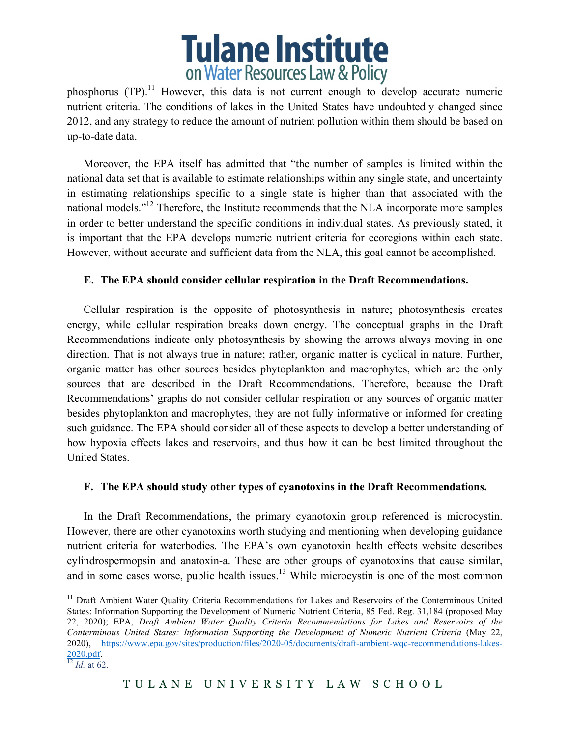phosphorus (TP).[11] However, this data is not current enough to develop accurate numeric nutrient criteria. The conditions of lakes in the United States have undoubtedly changed since 2012, and any strategy to reduce the amount of nutrient pollution within them should be based on up-to-date data.

Moreover, the EPA itself has admitted that "the number of samples is limited within the national data set that is available to estimate relationships within any single state, and uncertainty in estimating relationships specific to a single state is higher than that associated with the national models."[12] Therefore, the Institute recommends that the NLA incorporate more samples in order to better understand the specific conditions in individual states. As previously stated, it is important that the EPA develops numeric nutrient criteria for ecoregions within each state. However, without accurate and sufficient data from the NLA, this goal cannot be accomplished.

### E. The EPA should consider cellular respiration in the Draft Recommendations.

Cellular respiration is the opposite of photosynthesis in nature; photosynthesis creates energy, while cellular respiration breaks down energy. The conceptual graphs in the Draft Recommendations indicate only photosynthesis by showing the arrows always moving in one direction. That is not always true in nature; rather, organic matter is cyclical in nature. Further, organic matter has other sources besides phytoplankton and macrophytes, which are the only sources that are described in the Draft Recommendations. Therefore, because the Draft Recommendations' graphs do not consider cellular respiration or any sources of organic matter besides phytoplankton and macrophytes, they are not fully informative or informed for creating such guidance. The EPA should consider all of these aspects to develop a better understanding of how hypoxia effects lakes and reservoirs, and thus how it can be best limited throughout the United States.

### F. The EPA should study other types of cyanotoxins in the Draft Recommendations.

In the Draft Recommendations, the primary cyanotoxin group referenced is microcystin. However, there are other cyanotoxins worth studying and mentioning when developing guidance nutrient criteria for waterbodies. The EPA's own cyanotoxin health effects website describes cylindrospermopsin and anatoxin-a. These are other groups of cyanotoxins that cause similar, and in some cases worse, public health issues.[13] While microcystin is one of the most common

---

[11] Draft Ambient Water Quality Criteria Recommendations for Lakes and Reservoirs of the Conterminous United States: Information Supporting the Development of Numeric Nutrient Criteria, 85 Fed. Reg. 31,184 (proposed May 22, 2020); EPA, *Draft Ambient Water Quality Criteria Recommendations for Lakes and Reservoirs of the Conterminous United States: Information Supporting the Development of Numeric Nutrient Criteria* (May 22, 2020), https://www.epa.gov/sites/production/files/2020-05/documents/draft-ambient-wqc-recommendations-lakes-2020.pdf.

[12] *Id.* at 62.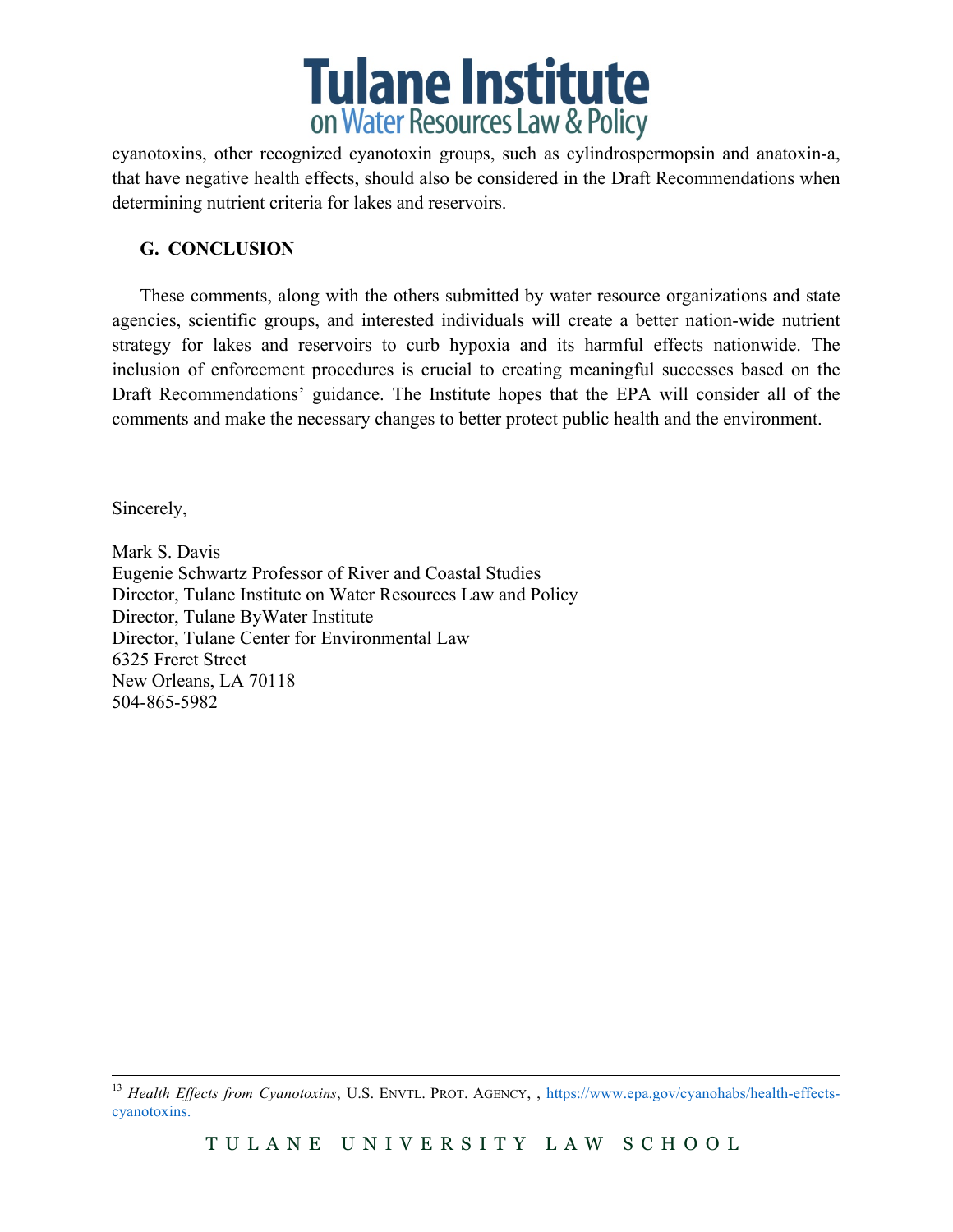cyanotoxins, other recognized cyanotoxin groups, such as cylindrospermopsin and anatoxin-a, that have negative health effects, should also be considered in the Draft Recommendations when determining nutrient criteria for lakes and reservoirs.

## G. CONCLUSION

These comments, along with the others submitted by water resource organizations and state agencies, scientific groups, and interested individuals will create a better nation-wide nutrient strategy for lakes and reservoirs to curb hypoxia and its harmful effects nationwide. The inclusion of enforcement procedures is crucial to creating meaningful successes based on the Draft Recommendations' guidance. The Institute hopes that the EPA will consider all of the comments and make the necessary changes to better protect public health and the environment.

Sincerely,

Mark S. Davis
Eugenie Schwartz Professor of River and Coastal Studies
Director, Tulane Institute on Water Resources Law and Policy
Director, Tulane ByWater Institute
Director, Tulane Center for Environmental Law
6325 Freret Street
New Orleans, LA 70118
504-865-5982

---

[13] *Health Effects from Cyanotoxins*, U.S. ENVTL. PROT. AGENCY, , https://www.epa.gov/cyanohabs/health-effects-cyanotoxins.